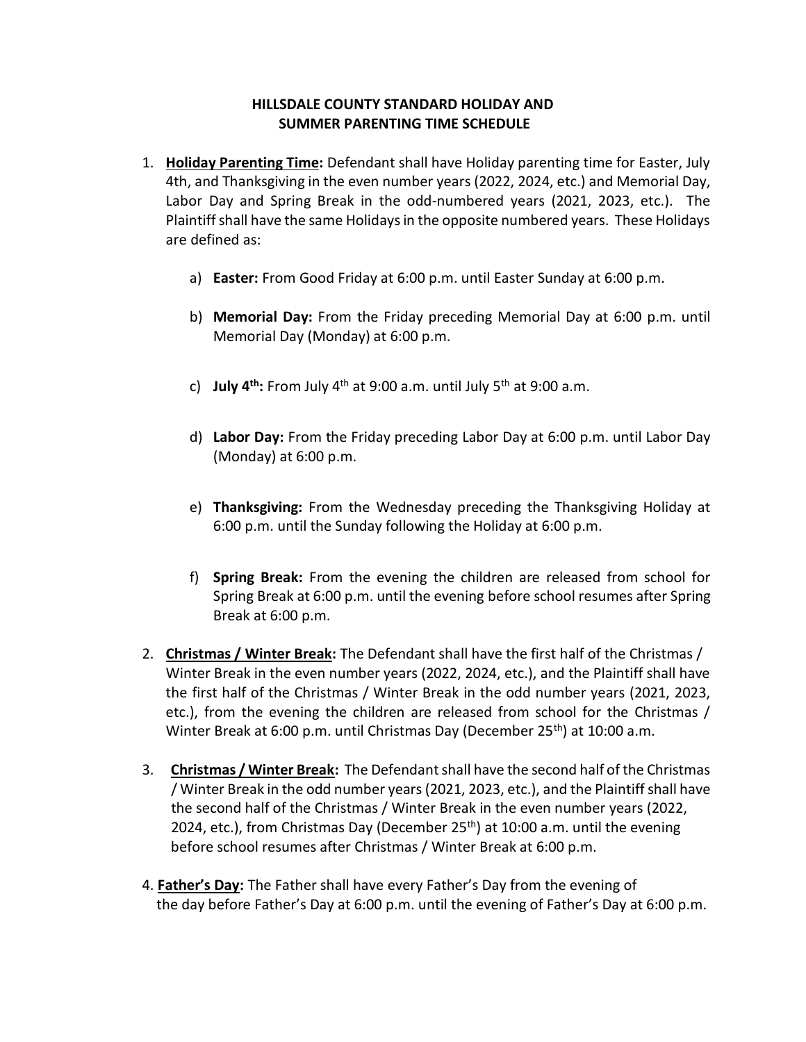# HILLSDALE COUNTY STANDARD HOLIDAY AND SUMMER PARENTING TIME SCHEDULE

1. **Holiday Parenting Time:** Defendant shall have Holiday parenting time for Easter, July 4th, and Thanksgiving in the even number years (2022, 2024, etc.) and Memorial Day, Labor Day and Spring Break in the odd-numbered years (2021, 2023, etc.). The Plaintiff shall have the same Holidays in the opposite numbered years. These Holidays are defined as:

   a) **Easter:** From Good Friday at 6:00 p.m. until Easter Sunday at 6:00 p.m.

   b) **Memorial Day:** From the Friday preceding Memorial Day at 6:00 p.m. until Memorial Day (Monday) at 6:00 p.m.

   c) **July 4th:** From July 4th at 9:00 a.m. until July 5th at 9:00 a.m.

   d) **Labor Day:** From the Friday preceding Labor Day at 6:00 p.m. until Labor Day (Monday) at 6:00 p.m.

   e) **Thanksgiving:** From the Wednesday preceding the Thanksgiving Holiday at 6:00 p.m. until the Sunday following the Holiday at 6:00 p.m.

   f) **Spring Break:** From the evening the children are released from school for Spring Break at 6:00 p.m. until the evening before school resumes after Spring Break at 6:00 p.m.

2. **Christmas / Winter Break:** The Defendant shall have the first half of the Christmas / Winter Break in the even number years (2022, 2024, etc.), and the Plaintiff shall have the first half of the Christmas / Winter Break in the odd number years (2021, 2023, etc.), from the evening the children are released from school for the Christmas / Winter Break at 6:00 p.m. until Christmas Day (December 25th) at 10:00 a.m.

3. **Christmas / Winter Break:** The Defendant shall have the second half of the Christmas / Winter Break in the odd number years (2021, 2023, etc.), and the Plaintiff shall have the second half of the Christmas / Winter Break in the even number years (2022, 2024, etc.), from Christmas Day (December 25th) at 10:00 a.m. until the evening before school resumes after Christmas / Winter Break at 6:00 p.m.

4. **Father's Day:** The Father shall have every Father's Day from the evening of the day before Father's Day at 6:00 p.m. until the evening of Father's Day at 6:00 p.m.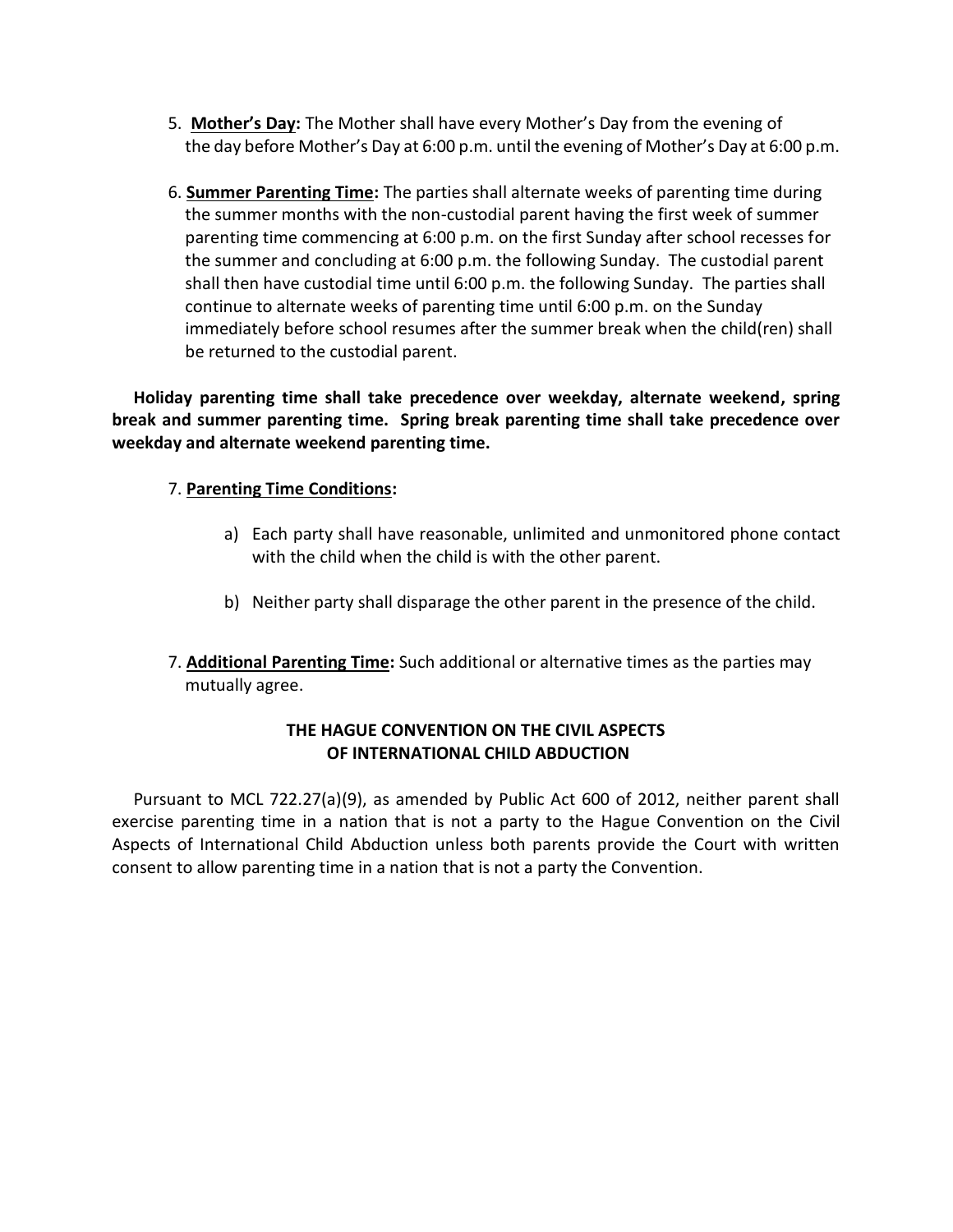5. **Mother's Day:** The Mother shall have every Mother's Day from the evening of the day before Mother's Day at 6:00 p.m. until the evening of Mother's Day at 6:00 p.m.

6. **Summer Parenting Time:** The parties shall alternate weeks of parenting time during the summer months with the non-custodial parent having the first week of summer parenting time commencing at 6:00 p.m. on the first Sunday after school recesses for the summer and concluding at 6:00 p.m. the following Sunday. The custodial parent shall then have custodial time until 6:00 p.m. the following Sunday. The parties shall continue to alternate weeks of parenting time until 6:00 p.m. on the Sunday immediately before school resumes after the summer break when the child(ren) shall be returned to the custodial parent.

**Holiday parenting time shall take precedence over weekday, alternate weekend, spring break and summer parenting time. Spring break parenting time shall take precedence over weekday and alternate weekend parenting time.**

7. **Parenting Time Conditions:**

   a) Each party shall have reasonable, unlimited and unmonitored phone contact with the child when the child is with the other parent.

   b) Neither party shall disparage the other parent in the presence of the child.

7. **Additional Parenting Time:** Such additional or alternative times as the parties may mutually agree.

**THE HAGUE CONVENTION ON THE CIVIL ASPECTS OF INTERNATIONAL CHILD ABDUCTION**

Pursuant to MCL 722.27(a)(9), as amended by Public Act 600 of 2012, neither parent shall exercise parenting time in a nation that is not a party to the Hague Convention on the Civil Aspects of International Child Abduction unless both parents provide the Court with written consent to allow parenting time in a nation that is not a party the Convention.